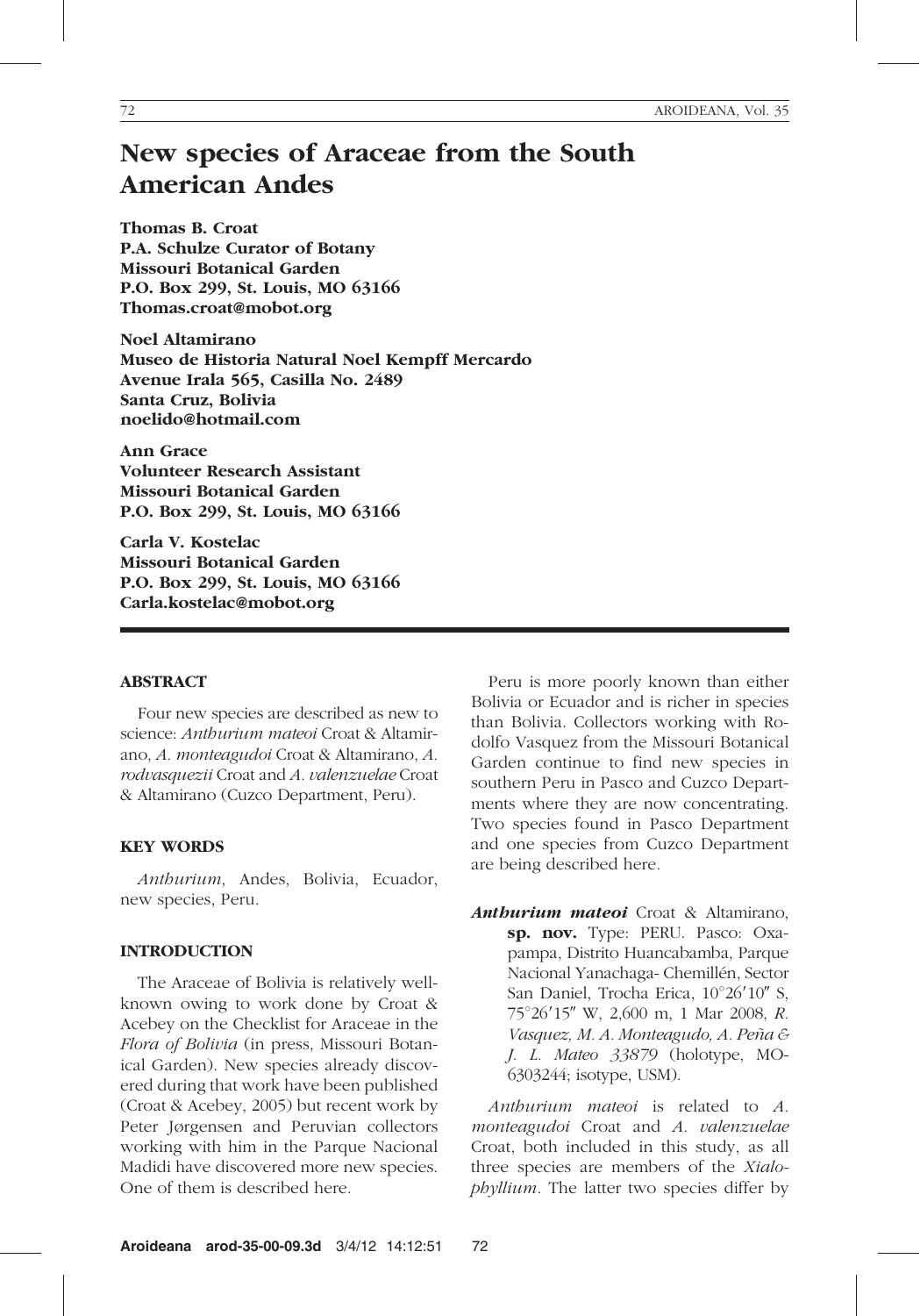# New species of Araceae from the South American Andes

**Thomas B. Croat**
**P.A. Schulze Curator of Botany**
**Missouri Botanical Garden**
**P.O. Box 299, St. Louis, MO 63166**
**Thomas.croat@mobot.org**

**Noel Altamirano**
**Museo de Historia Natural Noel Kempff Mercardo**
**Avenue Irala 565, Casilla No. 2489**
**Santa Cruz, Bolivia**
**noelido@hotmail.com**

**Ann Grace**
**Volunteer Research Assistant**
**Missouri Botanical Garden**
**P.O. Box 299, St. Louis, MO 63166**

**Carla V. Kostelac**
**Missouri Botanical Garden**
**P.O. Box 299, St. Louis, MO 63166**
**Carla.kostelac@mobot.org**

## ABSTRACT

Four new species are described as new to science: *Anthurium mateoi* Croat & Altamirano, *A. monteagudoi* Croat & Altamirano, *A. rodvasquezii* Croat and *A. valenzuelae* Croat & Altamirano (Cuzco Department, Peru).

## KEY WORDS

*Anthurium*, Andes, Bolivia, Ecuador, new species, Peru.

## INTRODUCTION

The Araceae of Bolivia is relatively well-known owing to work done by Croat & Acebey on the Checklist for Araceae in the *Flora of Bolivia* (in press, Missouri Botanical Garden). New species already discovered during that work have been published (Croat & Acebey, 2005) but recent work by Peter Jørgensen and Peruvian collectors working with him in the Parque Nacional Madidi have discovered more new species. One of them is described here.

Peru is more poorly known than either Bolivia or Ecuador and is richer in species than Bolivia. Collectors working with Rodolfo Vasquez from the Missouri Botanical Garden continue to find new species in southern Peru in Pasco and Cuzco Departments where they are now concentrating. Two species found in Pasco Department and one species from Cuzco Department are being described here.

***Anthurium mateoi*** Croat & Altamirano, **sp. nov.** Type: PERU. Pasco: Oxapampa, Distrito Huancabamba, Parque Nacional Yanachaga- Chemillén, Sector San Daniel, Trocha Erica, 10°26′10″ S, 75°26′15″ W, 2,600 m, 1 Mar 2008, *R. Vasquez, M. A. Monteagudo, A. Peña & J. L. Mateo 33879* (holotype, MO-6303244; isotype, USM).

*Anthurium mateoi* is related to *A. monteagudoi* Croat and *A. valenzuelae* Croat, both included in this study, as all three species are members of the *Xialophyllium*. The latter two species differ by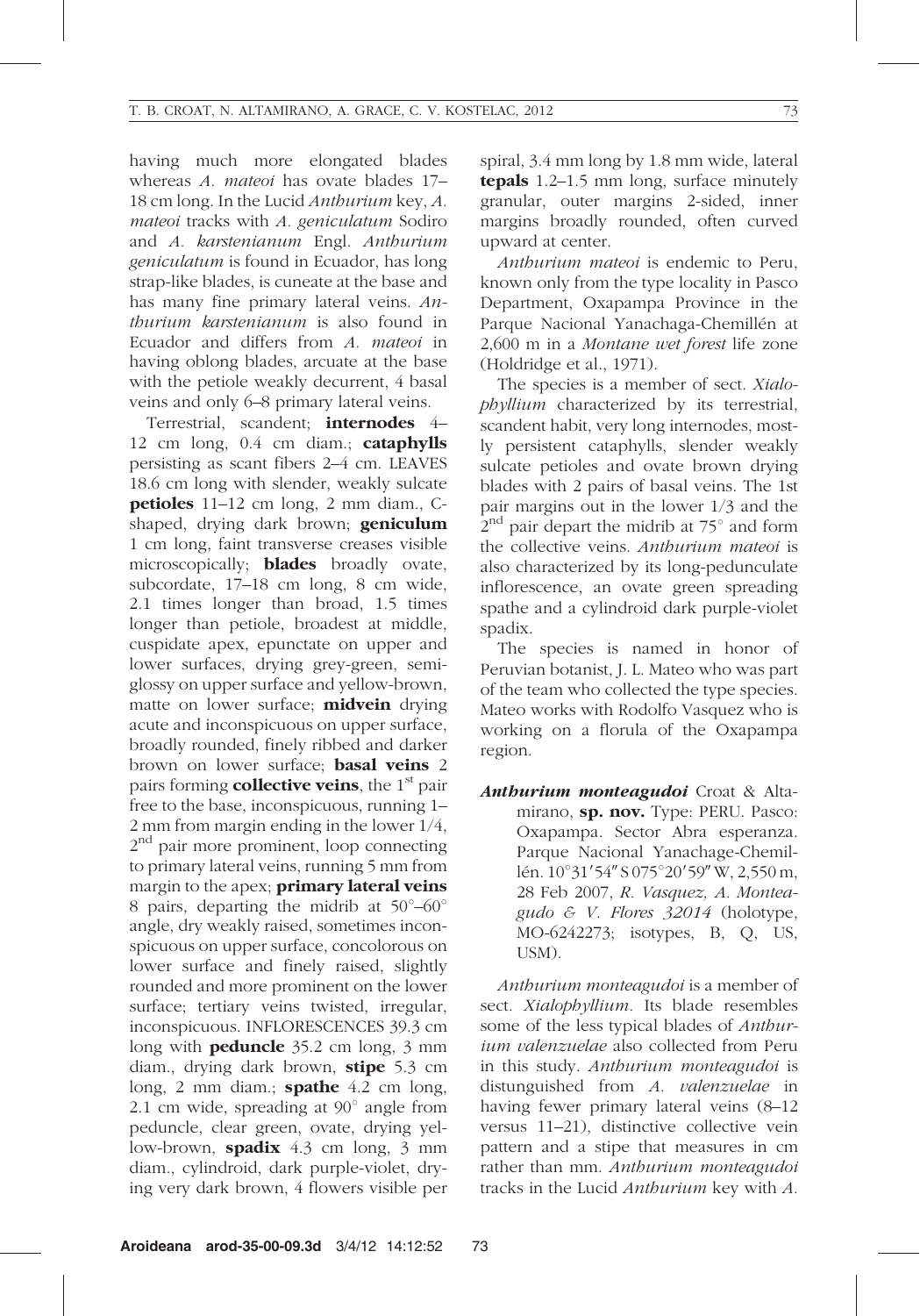having much more elongated blades whereas *A. mateoi* has ovate blades 17–18 cm long. In the Lucid *Anthurium* key, *A. mateoi* tracks with *A. geniculatum* Sodiro and *A. karstenianum* Engl. *Anthurium geniculatum* is found in Ecuador, has long strap-like blades, is cuneate at the base and has many fine primary lateral veins. *Anthurium karstenianum* is also found in Ecuador and differs from *A. mateoi* in having oblong blades, arcuate at the base with the petiole weakly decurrent, 4 basal veins and only 6–8 primary lateral veins.

Terrestrial, scandent; **internodes** 4–12 cm long, 0.4 cm diam.; **cataphylls** persisting as scant fibers 2–4 cm. LEAVES 18.6 cm long with slender, weakly sulcate **petioles** 11–12 cm long, 2 mm diam., C-shaped, drying dark brown; **geniculum** 1 cm long, faint transverse creases visible microscopically; **blades** broadly ovate, subcordate, 17–18 cm long, 8 cm wide, 2.1 times longer than broad, 1.5 times longer than petiole, broadest at middle, cuspidate apex, epunctate on upper and lower surfaces, drying grey-green, semi-glossy on upper surface and yellow-brown, matte on lower surface; **midvein** drying acute and inconspicuous on upper surface, broadly rounded, finely ribbed and darker brown on lower surface; **basal veins** 2 pairs forming **collective veins**, the 1st pair free to the base, inconspicuous, running 1–2 mm from margin ending in the lower 1/4, 2nd pair more prominent, loop connecting to primary lateral veins, running 5 mm from margin to the apex; **primary lateral veins** 8 pairs, departing the midrib at 50°–60° angle, dry weakly raised, sometimes inconspicuous on upper surface, concolorous on lower surface and finely raised, slightly rounded and more prominent on the lower surface; tertiary veins twisted, irregular, inconspicuous. INFLORESCENCES 39.3 cm long with **peduncle** 35.2 cm long, 3 mm diam., drying dark brown, **stipe** 5.3 cm long, 2 mm diam.; **spathe** 4.2 cm long, 2.1 cm wide, spreading at 90° angle from peduncle, clear green, ovate, drying yellow-brown, **spadix** 4.3 cm long, 3 mm diam., cylindroid, dark purple-violet, drying very dark brown, 4 flowers visible per spiral, 3.4 mm long by 1.8 mm wide, lateral **tepals** 1.2–1.5 mm long, surface minutely granular, outer margins 2-sided, inner margins broadly rounded, often curved upward at center.

*Anthurium mateoi* is endemic to Peru, known only from the type locality in Pasco Department, Oxapampa Province in the Parque Nacional Yanachaga-Chemillén at 2,600 m in a *Montane wet forest* life zone (Holdridge et al., 1971).

The species is a member of sect. *Xialophyllium* characterized by its terrestrial, scandent habit, very long internodes, mostly persistent cataphylls, slender weakly sulcate petioles and ovate brown drying blades with 2 pairs of basal veins. The 1st pair margins out in the lower 1/3 and the 2nd pair depart the midrib at 75° and form the collective veins. *Anthurium mateoi* is also characterized by its long-pedunculate inflorescence, an ovate green spreading spathe and a cylindroid dark purple-violet spadix.

The species is named in honor of Peruvian botanist, J. L. Mateo who was part of the team who collected the type species. Mateo works with Rodolfo Vasquez who is working on a florula of the Oxapampa region.

***Anthurium monteagudoi*** Croat & Altamirano, **sp. nov.** Type: PERU. Pasco: Oxapampa. Sector Abra esperanza. Parque Nacional Yanachage-Chemillén. 10°31′54″ S 075°20′59″ W, 2,550 m, 28 Feb 2007, *R. Vasquez, A. Monteagudo & V. Flores 32014* (holotype, MO-6242273; isotypes, B, Q, US, USM).

*Anthurium monteagudoi* is a member of sect. *Xialophyllium*. Its blade resembles some of the less typical blades of *Anthurium valenzuelae* also collected from Peru in this study. *Anthurium monteagudoi* is distunguished from *A. valenzuelae* in having fewer primary lateral veins (8–12 versus 11–21), distinctive collective vein pattern and a stipe that measures in cm rather than mm. *Anthurium monteagudoi* tracks in the Lucid *Anthurium* key with *A.*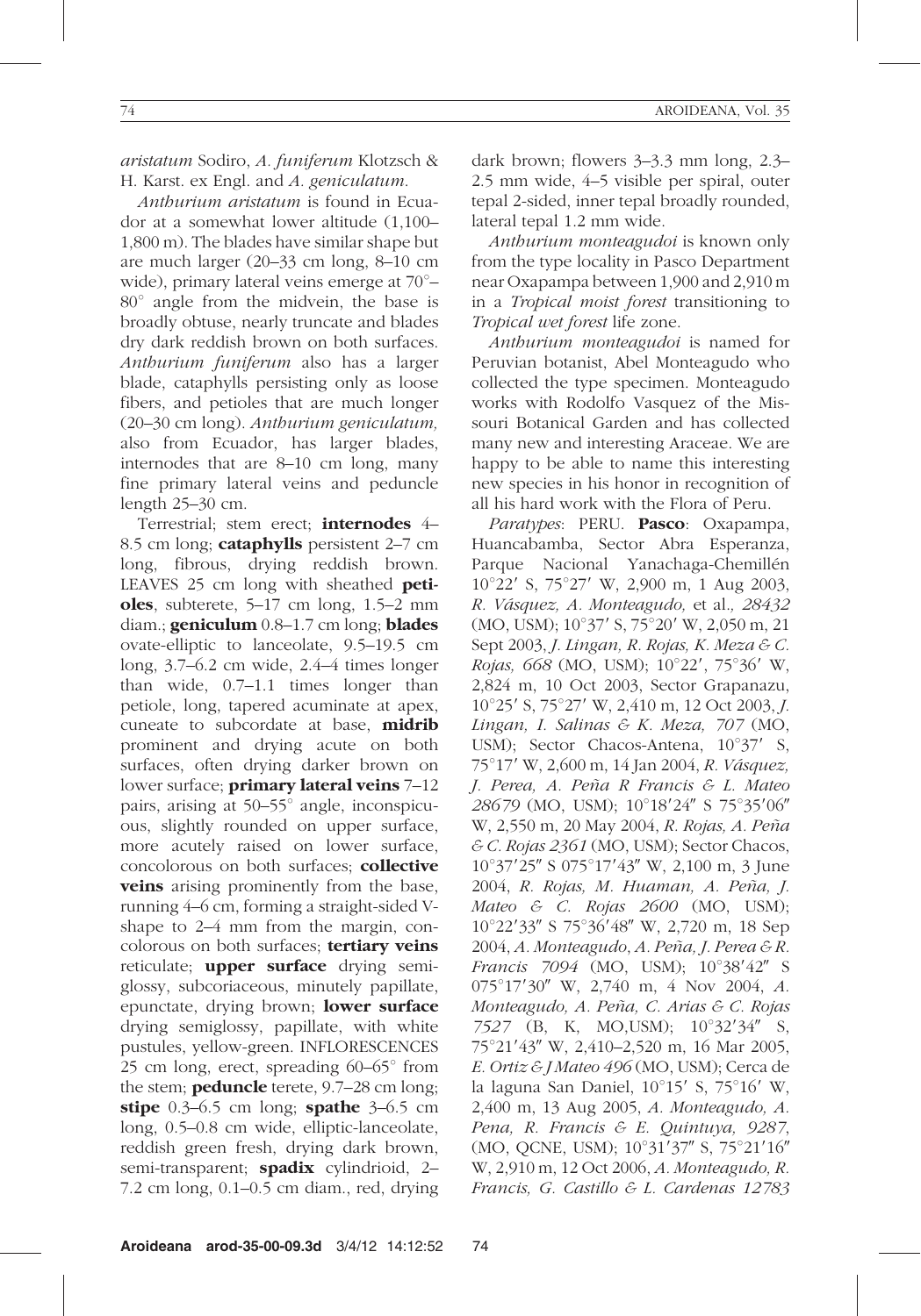*aristatum* Sodiro, *A. funiferum* Klotzsch & H. Karst. ex Engl. and *A. geniculatum*.

*Anthurium aristatum* is found in Ecuador at a somewhat lower altitude (1,100–1,800 m). The blades have similar shape but are much larger (20–33 cm long, 8–10 cm wide), primary lateral veins emerge at 70°–80° angle from the midvein, the base is broadly obtuse, nearly truncate and blades dry dark reddish brown on both surfaces. *Anthurium funiferum* also has a larger blade, cataphylls persisting only as loose fibers, and petioles that are much longer (20–30 cm long). *Anthurium geniculatum,* also from Ecuador, has larger blades, internodes that are 8–10 cm long, many fine primary lateral veins and peduncle length 25–30 cm.

Terrestrial; stem erect; **internodes** 4–8.5 cm long; **cataphylls** persistent 2–7 cm long, fibrous, drying reddish brown. LEAVES 25 cm long with sheathed **petioles**, subterete, 5–17 cm long, 1.5–2 mm diam.; **geniculum** 0.8–1.7 cm long; **blades** ovate-elliptic to lanceolate, 9.5–19.5 cm long, 3.7–6.2 cm wide, 2.4–4 times longer than wide, 0.7–1.1 times longer than petiole, long, tapered acuminate at apex, cuneate to subcordate at base, **midrib** prominent and drying acute on both surfaces, often drying darker brown on lower surface; **primary lateral veins** 7–12 pairs, arising at 50–55° angle, inconspicuous, slightly rounded on upper surface, more acutely raised on lower surface, concolorous on both surfaces; **collective veins** arising prominently from the base, running 4–6 cm, forming a straight-sided V-shape to 2–4 mm from the margin, concolorous on both surfaces; **tertiary veins** reticulate; **upper surface** drying semi-glossy, subcoriaceous, minutely papillate, epunctate, drying brown; **lower surface** drying semiglossy, papillate, with white pustules, yellow-green. INFLORESCENCES 25 cm long, erect, spreading 60–65° from the stem; **peduncle** terete, 9.7–28 cm long; **stipe** 0.3–6.5 cm long; **spathe** 3–6.5 cm long, 0.5–0.8 cm wide, elliptic-lanceolate, reddish green fresh, drying dark brown, semi-transparent; **spadix** cylindrioid, 2–7.2 cm long, 0.1–0.5 cm diam., red, drying dark brown; flowers 3–3.3 mm long, 2.3–2.5 mm wide, 4–5 visible per spiral, outer tepal 2-sided, inner tepal broadly rounded, lateral tepal 1.2 mm wide.

*Anthurium monteagudoi* is known only from the type locality in Pasco Department near Oxapampa between 1,900 and 2,910 m in a *Tropical moist forest* transitioning to *Tropical wet forest* life zone.

*Anthurium monteagudoi* is named for Peruvian botanist, Abel Monteagudo who collected the type specimen. Monteagudo works with Rodolfo Vasquez of the Missouri Botanical Garden and has collected many new and interesting Araceae. We are happy to be able to name this interesting new species in his honor in recognition of all his hard work with the Flora of Peru.

*Paratypes*: PERU. **Pasco**: Oxapampa, Huancabamba, Sector Abra Esperanza, Parque Nacional Yanachaga-Chemillén 10°22′ S, 75°27′ W, 2,900 m, 1 Aug 2003, *R. Vásquez, A. Monteagudo,* et al., *28432* (MO, USM); 10°37′ S, 75°20′ W, 2,050 m, 21 Sept 2003, *J. Lingan, R. Rojas, K. Meza & C. Rojas, 668* (MO, USM); 10°22′, 75°36′ W, 2,824 m, 10 Oct 2003, Sector Grapanazu, 10°25′ S, 75°27′ W, 2,410 m, 12 Oct 2003, *J. Lingan, I. Salinas & K. Meza, 707* (MO, USM); Sector Chacos-Antena, 10°37′ S, 75°17′ W, 2,600 m, 14 Jan 2004, *R. Vásquez, J. Perea, A. Peña R Francis & L. Mateo 28679* (MO, USM); 10°18′24″ S 75°35′06″ W, 2,550 m, 20 May 2004, *R. Rojas, A. Peña & C. Rojas 2361* (MO, USM); Sector Chacos, 10°37′25″ S 075°17′43″ W, 2,100 m, 3 June 2004, *R. Rojas, M. Huaman, A. Peña, J. Mateo & C. Rojas 2600* (MO, USM); 10°22′33″ S 75°36′48″ W, 2,720 m, 18 Sep 2004, *A. Monteagudo, A. Peña, J. Perea & R. Francis 7094* (MO, USM); 10°38′42″ S 075°17′30″ W, 2,740 m, 4 Nov 2004, *A. Monteagudo, A. Peña, C. Arias & C. Rojas 7527* (B, K, MO,USM); 10°32′34″ S, 75°21′43″ W, 2,410–2,520 m, 16 Mar 2005, *E. Ortiz & J Mateo 496* (MO, USM); Cerca de la laguna San Daniel, 10°15′ S, 75°16′ W, 2,400 m, 13 Aug 2005, *A. Monteagudo, A. Pena, R. Francis & E. Quintuya, 9287,* (MO, QCNE, USM); 10°31′37″ S, 75°21′16″ W, 2,910 m, 12 Oct 2006, *A. Monteagudo, R. Francis, G. Castillo & L. Cardenas 12783*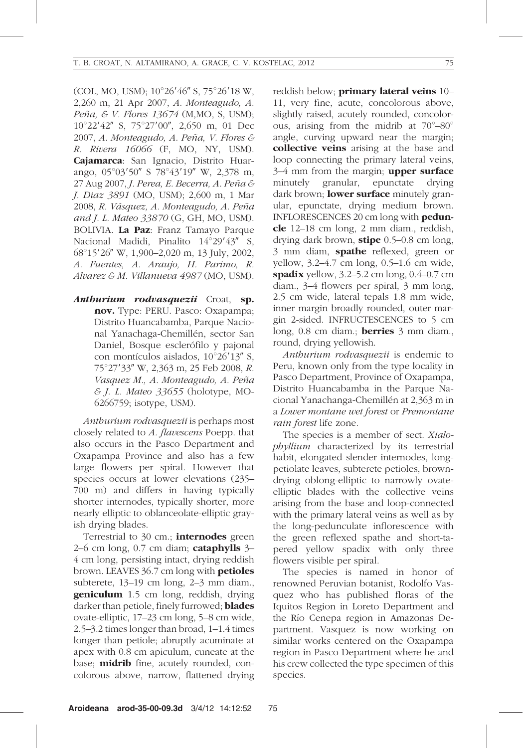(COL, MO, USM); 10°26′46″ S, 75°26′18 W, 2,260 m, 21 Apr 2007, *A. Monteagudo, A. Peña, & V. Flores 13674* (M,MO, S, USM); 10°22′42″ S, 75°27′00″, 2,650 m, 01 Dec 2007, *A. Monteagudo, A. Peña, V. Flores & R. Rivera 16066* (F, MO, NY, USM). **Cajamarca**: San Ignacio, Distrito Huarango, 05°03′50″ S 78°43′19″ W, 2,378 m, 27 Aug 2007, *J. Perea, E. Becerra, A. Peña & J. Diaz 3891* (MO, USM); 2,600 m, 1 Mar 2008, *R. Vásquez, A. Monteagudo, A. Peña and J. L. Mateo 33870* (G, GH, MO, USM). BOLIVIA. **La Paz**: Franz Tamayo Parque Nacional Madidi, Pinalito 14°29′43″ S, 68°15′26″ W, 1,900–2,020 m, 13 July, 2002, *A. Fuentes, A. Araujo, H. Parimo, R. Alvarez & M. Villanueva 4987* (MO, USM).

***Anthurium rodvasquezii*** Croat, **sp. nov.** Type: PERU. Pasco: Oxapampa; Distrito Huancabamba, Parque Nacional Yanachaga-Chemillén, sector San Daniel, Bosque esclerófilo y pajonal con montículos aislados, 10°26′13″ S, 75°27′33″ W, 2,363 m, 25 Feb 2008, *R. Vasquez M., A. Monteagudo, A. Peña & J. L. Mateo 33655* (holotype, MO-6266759; isotype, USM).

*Anthurium rodvasquezii* is perhaps most closely related to *A. flavescens* Poepp. that also occurs in the Pasco Department and Oxapampa Province and also has a few large flowers per spiral. However that species occurs at lower elevations (235–700 m) and differs in having typically shorter internodes, typically shorter, more nearly elliptic to oblanceolate-elliptic grayish drying blades.

Terrestrial to 30 cm.; **internodes** green 2–6 cm long, 0.7 cm diam; **cataphylls** 3–4 cm long, persisting intact, drying reddish brown. LEAVES 36.7 cm long with **petioles** subterete, 13–19 cm long, 2–3 mm diam., **geniculum** 1.5 cm long, reddish, drying darker than petiole, finely furrowed; **blades** ovate-elliptic, 17–23 cm long, 5–8 cm wide, 2.5–3.2 times longer than broad, 1–1.4 times longer than petiole; abruptly acuminate at apex with 0.8 cm apiculum, cuneate at the base; **midrib** fine, acutely rounded, concolorous above, narrow, flattened drying reddish below; **primary lateral veins** 10–11, very fine, acute, concolorous above, slightly raised, acutely rounded, concolorous, arising from the midrib at 70°–80° angle, curving upward near the margin; **collective veins** arising at the base and loop connecting the primary lateral veins, 3–4 mm from the margin; **upper surface** minutely granular, epunctate drying dark brown; **lower surface** minutely granular, epunctate, drying medium brown. INFLORESCENCES 20 cm long with **peduncle** 12–18 cm long, 2 mm diam., reddish, drying dark brown, **stipe** 0.5–0.8 cm long, 3 mm diam, **spathe** reflexed, green or yellow, 3.2–4.7 cm long, 0.5–1.6 cm wide, **spadix** yellow, 3.2–5.2 cm long, 0.4–0.7 cm diam., 3–4 flowers per spiral, 3 mm long, 2.5 cm wide, lateral tepals 1.8 mm wide, inner margin broadly rounded, outer margin 2-sided. INFRUCTESCENCES to 5 cm long, 0.8 cm diam.; **berries** 3 mm diam., round, drying yellowish.

*Anthurium rodvasquezii* is endemic to Peru, known only from the type locality in Pasco Department, Province of Oxapampa, Distrito Huancabamba in the Parque Nacional Yanachanga-Chemillén at 2,363 m in a *Lower montane wet forest* or *Premontane rain forest* life zone.

The species is a member of sect. *Xialophyllium* characterized by its terrestrial habit, elongated slender internodes, long-petiolate leaves, subterete petioles, brown-drying oblong-elliptic to narrowly ovate-elliptic blades with the collective veins arising from the base and loop-connected with the primary lateral veins as well as by the long-pedunculate inflorescence with the green reflexed spathe and short-tapered yellow spadix with only three flowers visible per spiral.

The species is named in honor of renowned Peruvian botanist, Rodolfo Vasquez who has published floras of the Iquitos Region in Loreto Department and the Río Cenepa region in Amazonas Department. Vasquez is now working on similar works centered on the Oxapampa region in Pasco Department where he and his crew collected the type specimen of this species.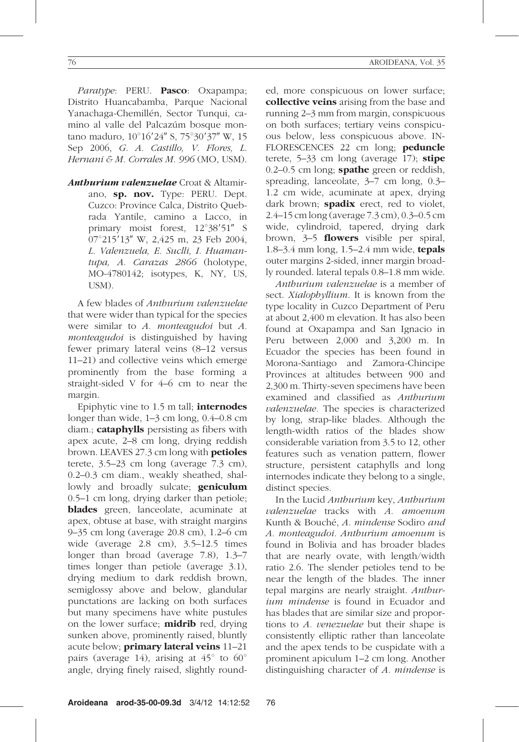*Paratype*: PERU. **Pasco**: Oxapampa; Distrito Huancabamba, Parque Nacional Yanachaga-Chemillén, Sector Tunqui, camino al valle del Palcazúm bosque montano maduro, 10°16′24″ S, 75°30′37″ W, 15 Sep 2006, *G. A. Castillo, V. Flores, L. Hernani & M. Corrales M. 996* (MO, USM).

***Anthurium valenzuelae*** Croat & Altamirano, **sp. nov.** Type: PERU. Dept. Cuzco: Province Calca, Distrito Quebrada Yantile, camino a Lacco, in primary moist forest, 12°38′51″ S 07°215′13″ W, 2,425 m, 23 Feb 2004, *L. Valenzuela, E. Suclli, I. Huamantupa, A. Carazas 2866* (holotype, MO-4780142; isotypes, K, NY, US, USM).

A few blades of *Anthurium valenzuelae* that were wider than typical for the species were similar to *A. monteagudoi* but *A. monteagudoi* is distinguished by having fewer primary lateral veins (8–12 versus 11–21) and collective veins which emerge prominently from the base forming a straight-sided V for 4–6 cm to near the margin.

Epiphytic vine to 1.5 m tall; **internodes** longer than wide, 1–3 cm long, 0.4–0.8 cm diam.; **cataphylls** persisting as fibers with apex acute, 2–8 cm long, drying reddish brown. LEAVES 27.3 cm long with **petioles** terete, 3.5–23 cm long (average 7.3 cm), 0.2–0.3 cm diam., weakly sheathed, shallowly and broadly sulcate; **geniculum** 0.5–1 cm long, drying darker than petiole; **blades** green, lanceolate, acuminate at apex, obtuse at base, with straight margins 9–35 cm long (average 20.8 cm), 1.2–6 cm wide (average 2.8 cm), 3.5–12.5 times longer than broad (average 7.8), 1.3–7 times longer than petiole (average 3.1), drying medium to dark reddish brown, semiglossy above and below, glandular punctations are lacking on both surfaces but many specimens have white pustules on the lower surface; **midrib** red, drying sunken above, prominently raised, bluntly acute below; **primary lateral veins** 11–21 pairs (average 14), arising at 45° to 60° angle, drying finely raised, slightly rounded, more conspicuous on lower surface; **collective veins** arising from the base and running 2–3 mm from margin, conspicuous on both surfaces; tertiary veins conspicuous below, less conspicuous above. INFLORESCENCES 22 cm long; **peduncle** terete, 5–33 cm long (average 17); **stipe** 0.2–0.5 cm long; **spathe** green or reddish, spreading, lanceolate, 3–7 cm long, 0.3–1.2 cm wide, acuminate at apex, drying dark brown; **spadix** erect, red to violet, 2.4–15 cm long (average 7.3 cm), 0.3–0.5 cm wide, cylindroid, tapered, drying dark brown, 3–5 **flowers** visible per spiral, 1.8–3.4 mm long, 1.5–2.4 mm wide, **tepals** outer margins 2-sided, inner margin broadly rounded. lateral tepals 0.8–1.8 mm wide.

*Anthurium valenzuelae* is a member of sect. *Xialophyllium*. It is known from the type locality in Cuzco Department of Peru at about 2,400 m elevation. It has also been found at Oxapampa and San Ignacio in Peru between 2,000 and 3,200 m. In Ecuador the species has been found in Morona-Santiago and Zamora-Chincipe Provinces at altitudes between 900 and 2,300 m. Thirty-seven specimens have been examined and classified as *Anthurium valenzuelae.* The species is characterized by long, strap-like blades. Although the length-width ratios of the blades show considerable variation from 3.5 to 12, other features such as venation pattern, flower structure, persistent cataphylls and long internodes indicate they belong to a single, distinct species.

In the Lucid *Anthurium* key, *Anthurium valenzuelae* tracks with *A. amoenum* Kunth & Bouché, *A. mindense* Sodiro *and A. monteagudoi. Anthurium amoenum* is found in Bolivia and has broader blades that are nearly ovate, with length/width ratio 2.6. The slender petioles tend to be near the length of the blades. The inner tepal margins are nearly straight. *Anthurium mindense* is found in Ecuador and has blades that are similar size and proportions to *A. venezuelae* but their shape is consistently elliptic rather than lanceolate and the apex tends to be cuspidate with a prominent apiculum 1–2 cm long. Another distinguishing character of *A. mindense* is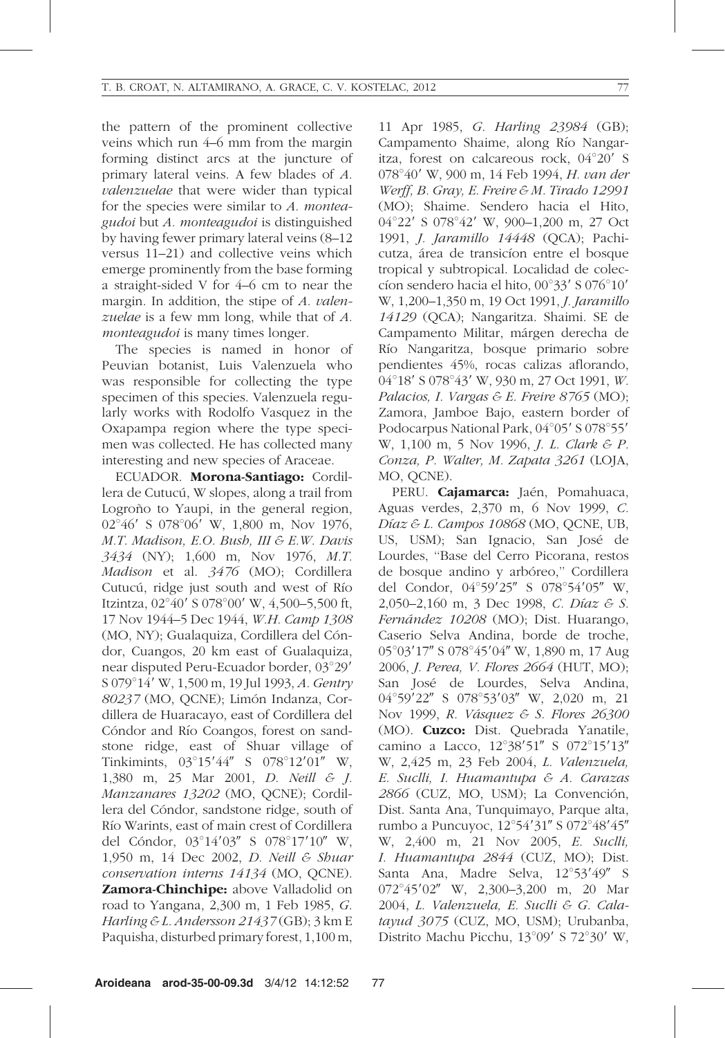the pattern of the prominent collective veins which run 4–6 mm from the margin forming distinct arcs at the juncture of primary lateral veins. A few blades of *A. valenzuelae* that were wider than typical for the species were similar to *A. monteagudoi* but *A. monteagudoi* is distinguished by having fewer primary lateral veins (8–12 versus 11–21) and collective veins which emerge prominently from the base forming a straight-sided V for 4–6 cm to near the margin. In addition, the stipe of *A. valenzuelae* is a few mm long, while that of *A. monteagudoi* is many times longer.

The species is named in honor of Peuvian botanist, Luis Valenzuela who was responsible for collecting the type specimen of this species. Valenzuela regularly works with Rodolfo Vasquez in the Oxapampa region where the type specimen was collected. He has collected many interesting and new species of Araceae.

ECUADOR. **Morona-Santiago:** Cordillera de Cutucú, W slopes, along a trail from Logroño to Yaupi, in the general region, 02°46′ S 078°06′ W, 1,800 m, Nov 1976, *M.T. Madison, E.O. Bush, III & E.W. Davis 3434* (NY); 1,600 m, Nov 1976, *M.T. Madison* et al. *3476* (MO); Cordillera Cutucú, ridge just south and west of Río Itzintza, 02°40′ S 078°00′ W, 4,500–5,500 ft, 17 Nov 1944–5 Dec 1944, *W.H. Camp 1308* (MO, NY); Gualaquiza, Cordillera del Cóndor, Cuangos, 20 km east of Gualaquiza, near disputed Peru-Ecuador border, 03°29′ S 079°14′ W, 1,500 m, 19 Jul 1993, *A. Gentry 80237* (MO, QCNE); Limón Indanza, Cordillera de Huaracayo, east of Cordillera del Cóndor and Río Coangos, forest on sandstone ridge, east of Shuar village of Tinkimints, 03°15′44″ S 078°12′01″ W, 1,380 m, 25 Mar 2001, *D. Neill & J. Manzanares 13202* (MO, QCNE); Cordillera del Cóndor, sandstone ridge, south of Río Warints, east of main crest of Cordillera del Cóndor, 03°14′03″ S 078°17′10″ W, 1,950 m, 14 Dec 2002, *D. Neill & Shuar conservation interns 14134* (MO, QCNE). **Zamora-Chinchipe:** above Valladolid on road to Yangana, 2,300 m, 1 Feb 1985, *G. Harling & L. Andersson 21437* (GB); 3 km E Paquisha, disturbed primary forest, 1,100 m, 11 Apr 1985, *G. Harling 23984* (GB); Campamento Shaime, along Río Nangaritza, forest on calcareous rock, 04°20′ S 078°40′ W, 900 m, 14 Feb 1994, *H. van der Werff, B. Gray, E. Freire & M. Tirado 12991* (MO); Shaime. Sendero hacia el Hito, 04°22′ S 078°42′ W, 900–1,200 m, 27 Oct 1991, *J. Jaramillo 14448* (QCA); Pachicutza, área de transicíon entre el bosque tropical y subtropical. Localidad de coleccíon sendero hacia el hito, 00°33′ S 076°10′ W, 1,200–1,350 m, 19 Oct 1991, *J. Jaramillo 14129* (QCA); Nangaritza. Shaimi. SE de Campamento Militar, márgen derecha de Río Nangaritza, bosque primario sobre pendientes 45%, rocas calizas aflorando, 04°18′ S 078°43′ W, 930 m, 27 Oct 1991, *W. Palacios, I. Vargas & E. Freire 8765* (MO); Zamora, Jamboe Bajo, eastern border of Podocarpus National Park, 04°05′ S 078°55′ W, 1,100 m, 5 Nov 1996, *J. L. Clark & P. Conza, P. Walter, M. Zapata 3261* (LOJA, MO, QCNE).

PERU. **Cajamarca:** Jaén, Pomahuaca, Aguas verdes, 2,370 m, 6 Nov 1999, *C. Díaz & L. Campos 10868* (MO, QCNE, UB, US, USM); San Ignacio, San José de Lourdes, "Base del Cerro Picorana, restos de bosque andino y arbóreo," Cordillera del Condor, 04°59′25″ S 078°54′05″ W, 2,050–2,160 m, 3 Dec 1998, *C. Díaz & S. Fernández 10208* (MO); Dist. Huarango, Caserio Selva Andina, borde de troche, 05°03′17″ S 078°45′04″ W, 1,890 m, 17 Aug 2006, *J. Perea, V. Flores 2664* (HUT, MO); San José de Lourdes, Selva Andina, 04°59′22″ S 078°53′03″ W, 2,020 m, 21 Nov 1999, *R. Vásquez & S. Flores 26300* (MO). **Cuzco:** Dist. Quebrada Yanatile, camino a Lacco, 12°38′51″ S 072°15′13″ W, 2,425 m, 23 Feb 2004, *L. Valenzuela, E. Suclli, I. Huamantupa & A. Carazas 2866* (CUZ, MO, USM); La Convención, Dist. Santa Ana, Tunquimayo, Parque alta, rumbo a Puncuyoc, 12°54′31″ S 072°48′45″ W, 2,400 m, 21 Nov 2005, *E. Suclli, I. Huamantupa 2844* (CUZ, MO); Dist. Santa Ana, Madre Selva, 12°53′49″ S 072°45′02″ W, 2,300–3,200 m, 20 Mar 2004, *L. Valenzuela, E. Suclli & G. Calatayud 3075* (CUZ, MO, USM); Urubanba, Distrito Machu Picchu, 13°09′ S 72°30′ W,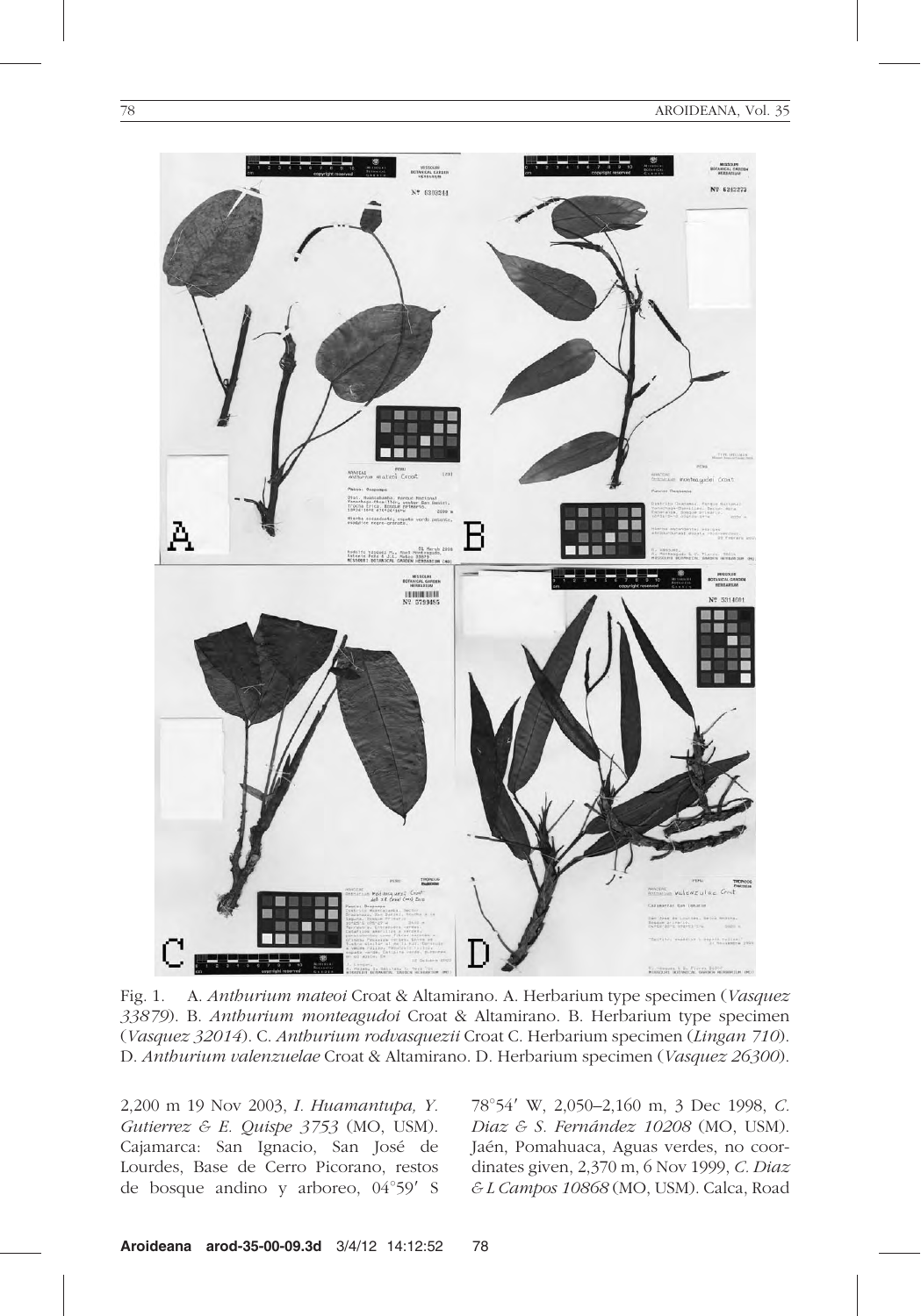Fig. 1. A. *Anthurium mateoi* Croat & Altamirano. A. Herbarium type specimen (*Vasquez 33879*). B. *Anthurium monteagudoi* Croat & Altamirano. B. Herbarium type specimen (*Vasquez 32014*). C. *Anthurium rodvasquezii* Croat C. Herbarium specimen (*Lingan 710*). D. *Anthurium valenzuelae* Croat & Altamirano. D. Herbarium specimen (*Vasquez 26300*).

2,200 m 19 Nov 2003, *I. Huamantupa, Y. Gutierrez & E. Quispe 3753* (MO, USM). Cajamarca: San Ignacio, San José de Lourdes, Base de Cerro Picorano, restos de bosque andino y arboreo, 04°59′ S 78°54′ W, 2,050–2,160 m, 3 Dec 1998, *C. Diaz & S. Fernández 10208* (MO, USM). Jaén, Pomahuaca, Aguas verdes, no coordinates given, 2,370 m, 6 Nov 1999, *C. Diaz & L Campos 10868* (MO, USM). Calca, Road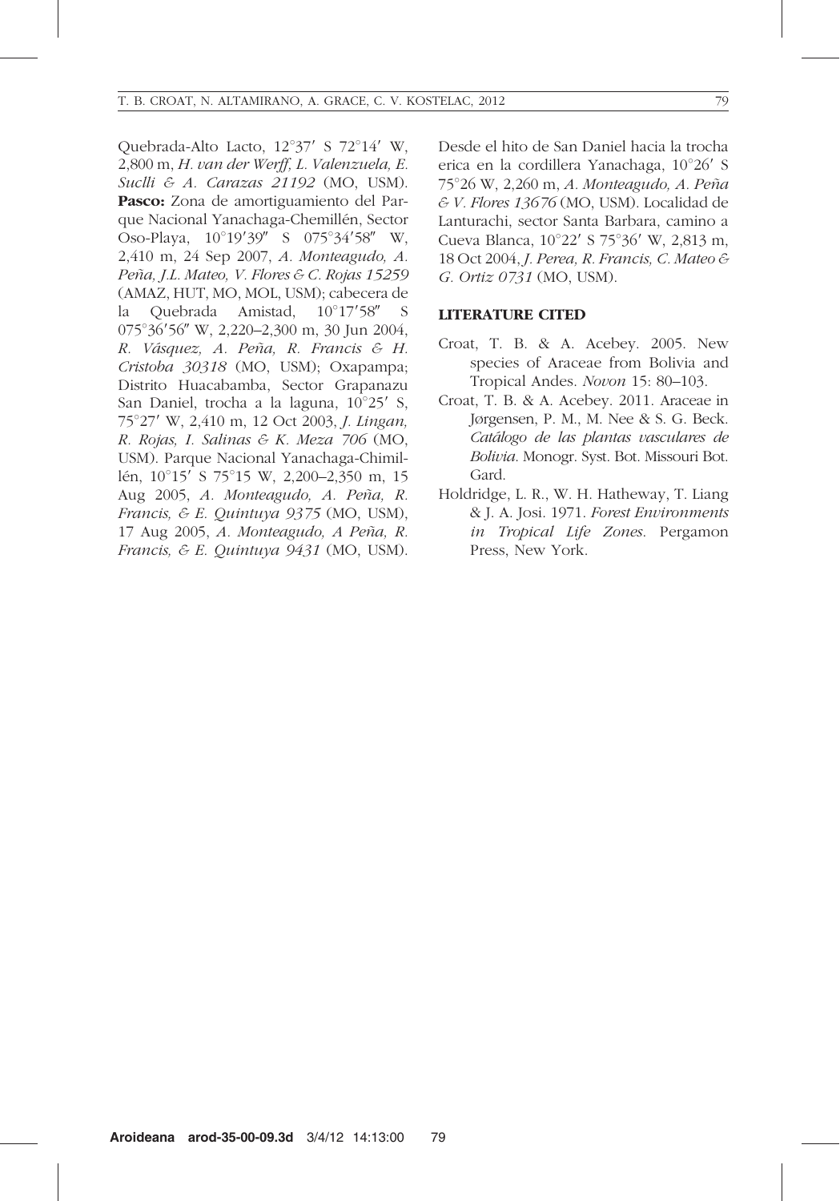Quebrada-Alto Lacto, 12°37′ S 72°14′ W, 2,800 m, *H. van der Werff, L. Valenzuela, E. Suclli & A. Carazas 21192* (MO, USM). **Pasco:** Zona de amortiguamiento del Parque Nacional Yanachaga-Chemillén, Sector Oso-Playa, 10°19′39″ S 075°34′58″ W, 2,410 m, 24 Sep 2007, *A. Monteagudo, A. Peña, J.L. Mateo, V. Flores & C. Rojas 15259* (AMAZ, HUT, MO, MOL, USM); cabecera de la Quebrada Amistad, 10°17′58″ S 075°36′56″ W, 2,220–2,300 m, 30 Jun 2004, *R. Vásquez, A. Peña, R. Francis & H. Cristoba 30318* (MO, USM); Oxapampa; Distrito Huacabamba, Sector Grapanazu San Daniel, trocha a la laguna, 10°25′ S, 75°27′ W, 2,410 m, 12 Oct 2003, *J. Lingan, R. Rojas, I. Salinas & K. Meza 706* (MO, USM). Parque Nacional Yanachaga-Chimillén, 10°15′ S 75°15 W, 2,200–2,350 m, 15 Aug 2005, *A. Monteagudo, A. Peña, R. Francis, & E. Quintuya 9375* (MO, USM), 17 Aug 2005, *A. Monteagudo, A Peña, R. Francis, & E. Quintuya 9431* (MO, USM). Desde el hito de San Daniel hacia la trocha erica en la cordillera Yanachaga, 10°26′ S 75°26 W, 2,260 m, *A. Monteagudo, A. Peña & V. Flores 13676* (MO, USM). Localidad de Lanturachi, sector Santa Barbara, camino a Cueva Blanca, 10°22′ S 75°36′ W, 2,813 m, 18 Oct 2004, *J. Perea, R. Francis, C. Mateo & G. Ortiz 0731* (MO, USM).

## LITERATURE CITED

Croat, T. B. & A. Acebey. 2005. New species of Araceae from Bolivia and Tropical Andes. *Novon* 15: 80–103.

Croat, T. B. & A. Acebey. 2011. Araceae in Jørgensen, P. M., M. Nee & S. G. Beck. *Catálogo de las plantas vasculares de Bolivia*. Monogr. Syst. Bot. Missouri Bot. Gard.

Holdridge, L. R., W. H. Hatheway, T. Liang & J. A. Josi. 1971. *Forest Environments in Tropical Life Zones.* Pergamon Press, New York.